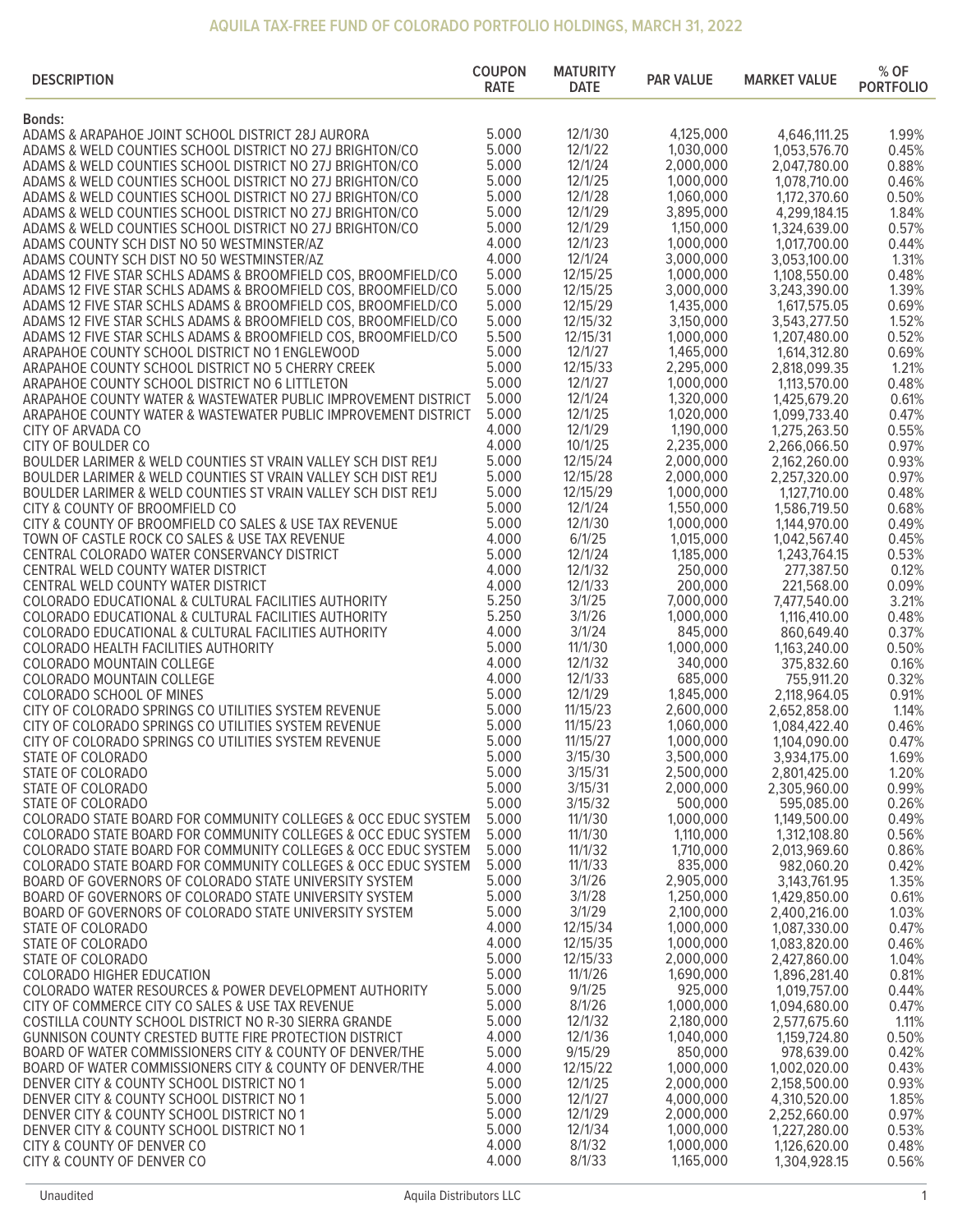## AQUILA TAX-FREE FUND OF COLORADO PORTFOLIO HOLDINGS, MARCH 31, 2022

| DESCRIPTION | COUPON RATE | MATURITY DATE | PAR VALUE | MARKET VALUE | % OF PORTFOLIO |
|---|---|---|---|---|---|
| **Bonds:** | | | | | |
| ADAMS & ARAPAHOE JOINT SCHOOL DISTRICT 28J AURORA | 5.000 | 12/1/30 | 4,125,000 | 4,646,111.25 | 1.99% |
| ADAMS & WELD COUNTIES SCHOOL DISTRICT NO 27J BRIGHTON/CO | 5.000 | 12/1/22 | 1,030,000 | 1,053,576.70 | 0.45% |
| ADAMS & WELD COUNTIES SCHOOL DISTRICT NO 27J BRIGHTON/CO | 5.000 | 12/1/24 | 2,000,000 | 2,047,780.00 | 0.88% |
| ADAMS & WELD COUNTIES SCHOOL DISTRICT NO 27J BRIGHTON/CO | 5.000 | 12/1/25 | 1,000,000 | 1,078,710.00 | 0.46% |
| ADAMS & WELD COUNTIES SCHOOL DISTRICT NO 27J BRIGHTON/CO | 5.000 | 12/1/28 | 1,060,000 | 1,172,370.60 | 0.50% |
| ADAMS & WELD COUNTIES SCHOOL DISTRICT NO 27J BRIGHTON/CO | 5.000 | 12/1/29 | 3,895,000 | 4,299,184.15 | 1.84% |
| ADAMS & WELD COUNTIES SCHOOL DISTRICT NO 27J BRIGHTON/CO | 5.000 | 12/1/29 | 1,150,000 | 1,324,639.00 | 0.57% |
| ADAMS COUNTY SCH DIST NO 50 WESTMINSTER/AZ | 4.000 | 12/1/23 | 1,000,000 | 1,017,700.00 | 0.44% |
| ADAMS COUNTY SCH DIST NO 50 WESTMINSTER/AZ | 4.000 | 12/1/24 | 3,000,000 | 3,053,100.00 | 1.31% |
| ADAMS 12 FIVE STAR SCHLS ADAMS & BROOMFIELD COS, BROOMFIELD/CO | 5.000 | 12/15/25 | 1,000,000 | 1,108,550.00 | 0.48% |
| ADAMS 12 FIVE STAR SCHLS ADAMS & BROOMFIELD COS, BROOMFIELD/CO | 5.000 | 12/15/25 | 3,000,000 | 3,243,390.00 | 1.39% |
| ADAMS 12 FIVE STAR SCHLS ADAMS & BROOMFIELD COS, BROOMFIELD/CO | 5.000 | 12/15/29 | 1,435,000 | 1,617,575.05 | 0.69% |
| ADAMS 12 FIVE STAR SCHLS ADAMS & BROOMFIELD COS, BROOMFIELD/CO | 5.000 | 12/15/32 | 3,150,000 | 3,543,277.50 | 1.52% |
| ADAMS 12 FIVE STAR SCHLS ADAMS & BROOMFIELD COS, BROOMFIELD/CO | 5.500 | 12/15/31 | 1,000,000 | 1,207,480.00 | 0.52% |
| ARAPAHOE COUNTY SCHOOL DISTRICT NO 1 ENGLEWOOD | 5.000 | 12/1/27 | 1,465,000 | 1,614,312.80 | 0.69% |
| ARAPAHOE COUNTY SCHOOL DISTRICT NO 5 CHERRY CREEK | 5.000 | 12/15/33 | 2,295,000 | 2,818,099.35 | 1.21% |
| ARAPAHOE COUNTY SCHOOL DISTRICT NO 6 LITTLETON | 5.000 | 12/1/27 | 1,000,000 | 1,113,570.00 | 0.48% |
| ARAPAHOE COUNTY WATER & WASTEWATER PUBLIC IMPROVEMENT DISTRICT | 5.000 | 12/1/24 | 1,320,000 | 1,425,679.20 | 0.61% |
| ARAPAHOE COUNTY WATER & WASTEWATER PUBLIC IMPROVEMENT DISTRICT | 5.000 | 12/1/25 | 1,020,000 | 1,099,733.40 | 0.47% |
| CITY OF ARVADA CO | 4.000 | 12/1/29 | 1,190,000 | 1,275,263.50 | 0.55% |
| CITY OF BOULDER CO | 4.000 | 10/1/25 | 2,235,000 | 2,266,066.50 | 0.97% |
| BOULDER LARIMER & WELD COUNTIES ST VRAIN VALLEY SCH DIST RE1J | 5.000 | 12/15/24 | 2,000,000 | 2,162,260.00 | 0.93% |
| BOULDER LARIMER & WELD COUNTIES ST VRAIN VALLEY SCH DIST RE1J | 5.000 | 12/15/28 | 2,000,000 | 2,257,320.00 | 0.97% |
| BOULDER LARIMER & WELD COUNTIES ST VRAIN VALLEY SCH DIST RE1J | 5.000 | 12/15/29 | 1,000,000 | 1,127,710.00 | 0.48% |
| CITY & COUNTY OF BROOMFIELD CO | 5.000 | 12/1/24 | 1,550,000 | 1,586,719.50 | 0.68% |
| CITY & COUNTY OF BROOMFIELD CO SALES & USE TAX REVENUE | 5.000 | 12/1/30 | 1,000,000 | 1,144,970.00 | 0.49% |
| TOWN OF CASTLE ROCK CO SALES & USE TAX REVENUE | 4.000 | 6/1/25 | 1,015,000 | 1,042,567.40 | 0.45% |
| CENTRAL COLORADO WATER CONSERVANCY DISTRICT | 5.000 | 12/1/24 | 1,185,000 | 1,243,764.15 | 0.53% |
| CENTRAL WELD COUNTY WATER DISTRICT | 4.000 | 12/1/32 | 250,000 | 277,387.50 | 0.12% |
| CENTRAL WELD COUNTY WATER DISTRICT | 4.000 | 12/1/33 | 200,000 | 221,568.00 | 0.09% |
| COLORADO EDUCATIONAL & CULTURAL FACILITIES AUTHORITY | 5.250 | 3/1/25 | 7,000,000 | 7,477,540.00 | 3.21% |
| COLORADO EDUCATIONAL & CULTURAL FACILITIES AUTHORITY | 5.250 | 3/1/26 | 1,000,000 | 1,116,410.00 | 0.48% |
| COLORADO EDUCATIONAL & CULTURAL FACILITIES AUTHORITY | 4.000 | 3/1/24 | 845,000 | 860,649.40 | 0.37% |
| COLORADO HEALTH FACILITIES AUTHORITY | 5.000 | 11/1/30 | 1,000,000 | 1,163,240.00 | 0.50% |
| COLORADO MOUNTAIN COLLEGE | 4.000 | 12/1/32 | 340,000 | 375,832.60 | 0.16% |
| COLORADO MOUNTAIN COLLEGE | 4.000 | 12/1/33 | 685,000 | 755,911.20 | 0.32% |
| COLORADO SCHOOL OF MINES | 5.000 | 12/1/29 | 1,845,000 | 2,118,964.05 | 0.91% |
| CITY OF COLORADO SPRINGS CO UTILITIES SYSTEM REVENUE | 5.000 | 11/15/23 | 2,600,000 | 2,652,858.00 | 1.14% |
| CITY OF COLORADO SPRINGS CO UTILITIES SYSTEM REVENUE | 5.000 | 11/15/23 | 1,060,000 | 1,084,422.40 | 0.46% |
| CITY OF COLORADO SPRINGS CO UTILITIES SYSTEM REVENUE | 5.000 | 11/15/27 | 1,000,000 | 1,104,090.00 | 0.47% |
| STATE OF COLORADO | 5.000 | 3/15/30 | 3,500,000 | 3,934,175.00 | 1.69% |
| STATE OF COLORADO | 5.000 | 3/15/31 | 2,500,000 | 2,801,425.00 | 1.20% |
| STATE OF COLORADO | 5.000 | 3/15/31 | 2,000,000 | 2,305,960.00 | 0.99% |
| STATE OF COLORADO | 5.000 | 3/15/32 | 500,000 | 595,085.00 | 0.26% |
| COLORADO STATE BOARD FOR COMMUNITY COLLEGES & OCC EDUC SYSTEM | 5.000 | 11/1/30 | 1,000,000 | 1,149,500.00 | 0.49% |
| COLORADO STATE BOARD FOR COMMUNITY COLLEGES & OCC EDUC SYSTEM | 5.000 | 11/1/30 | 1,110,000 | 1,312,108.80 | 0.56% |
| COLORADO STATE BOARD FOR COMMUNITY COLLEGES & OCC EDUC SYSTEM | 5.000 | 11/1/32 | 1,710,000 | 2,013,969.60 | 0.86% |
| COLORADO STATE BOARD FOR COMMUNITY COLLEGES & OCC EDUC SYSTEM | 5.000 | 11/1/33 | 835,000 | 982,060.20 | 0.42% |
| BOARD OF GOVERNORS OF COLORADO STATE UNIVERSITY SYSTEM | 5.000 | 3/1/26 | 2,905,000 | 3,143,761.95 | 1.35% |
| BOARD OF GOVERNORS OF COLORADO STATE UNIVERSITY SYSTEM | 5.000 | 3/1/28 | 1,250,000 | 1,429,850.00 | 0.61% |
| BOARD OF GOVERNORS OF COLORADO STATE UNIVERSITY SYSTEM | 5.000 | 3/1/29 | 2,100,000 | 2,400,216.00 | 1.03% |
| STATE OF COLORADO | 4.000 | 12/15/34 | 1,000,000 | 1,087,330.00 | 0.47% |
| STATE OF COLORADO | 4.000 | 12/15/35 | 1,000,000 | 1,083,820.00 | 0.46% |
| STATE OF COLORADO | 5.000 | 12/15/33 | 2,000,000 | 2,427,860.00 | 1.04% |
| COLORADO HIGHER EDUCATION | 5.000 | 11/1/26 | 1,690,000 | 1,896,281.40 | 0.81% |
| COLORADO WATER RESOURCES & POWER DEVELOPMENT AUTHORITY | 5.000 | 9/1/25 | 925,000 | 1,019,757.00 | 0.44% |
| CITY OF COMMERCE CITY CO SALES & USE TAX REVENUE | 5.000 | 8/1/26 | 1,000,000 | 1,094,680.00 | 0.47% |
| COSTILLA COUNTY SCHOOL DISTRICT NO R-30 SIERRA GRANDE | 5.000 | 12/1/32 | 2,180,000 | 2,577,675.60 | 1.11% |
| GUNNISON COUNTY CRESTED BUTTE FIRE PROTECTION DISTRICT | 4.000 | 12/1/36 | 1,040,000 | 1,159,724.80 | 0.50% |
| BOARD OF WATER COMMISSIONERS CITY & COUNTY OF DENVER/THE | 5.000 | 9/15/29 | 850,000 | 978,639.00 | 0.42% |
| BOARD OF WATER COMMISSIONERS CITY & COUNTY OF DENVER/THE | 4.000 | 12/15/22 | 1,000,000 | 1,002,020.00 | 0.43% |
| DENVER CITY & COUNTY SCHOOL DISTRICT NO 1 | 5.000 | 12/1/25 | 2,000,000 | 2,158,500.00 | 0.93% |
| DENVER CITY & COUNTY SCHOOL DISTRICT NO 1 | 5.000 | 12/1/27 | 4,000,000 | 4,310,520.00 | 1.85% |
| DENVER CITY & COUNTY SCHOOL DISTRICT NO 1 | 5.000 | 12/1/29 | 2,000,000 | 2,252,660.00 | 0.97% |
| DENVER CITY & COUNTY SCHOOL DISTRICT NO 1 | 5.000 | 12/1/34 | 1,000,000 | 1,227,280.00 | 0.53% |
| CITY & COUNTY OF DENVER CO | 4.000 | 8/1/32 | 1,000,000 | 1,126,620.00 | 0.48% |
| CITY & COUNTY OF DENVER CO | 4.000 | 8/1/33 | 1,165,000 | 1,304,928.15 | 0.56% |

Unaudited

Aquila Distributors LLC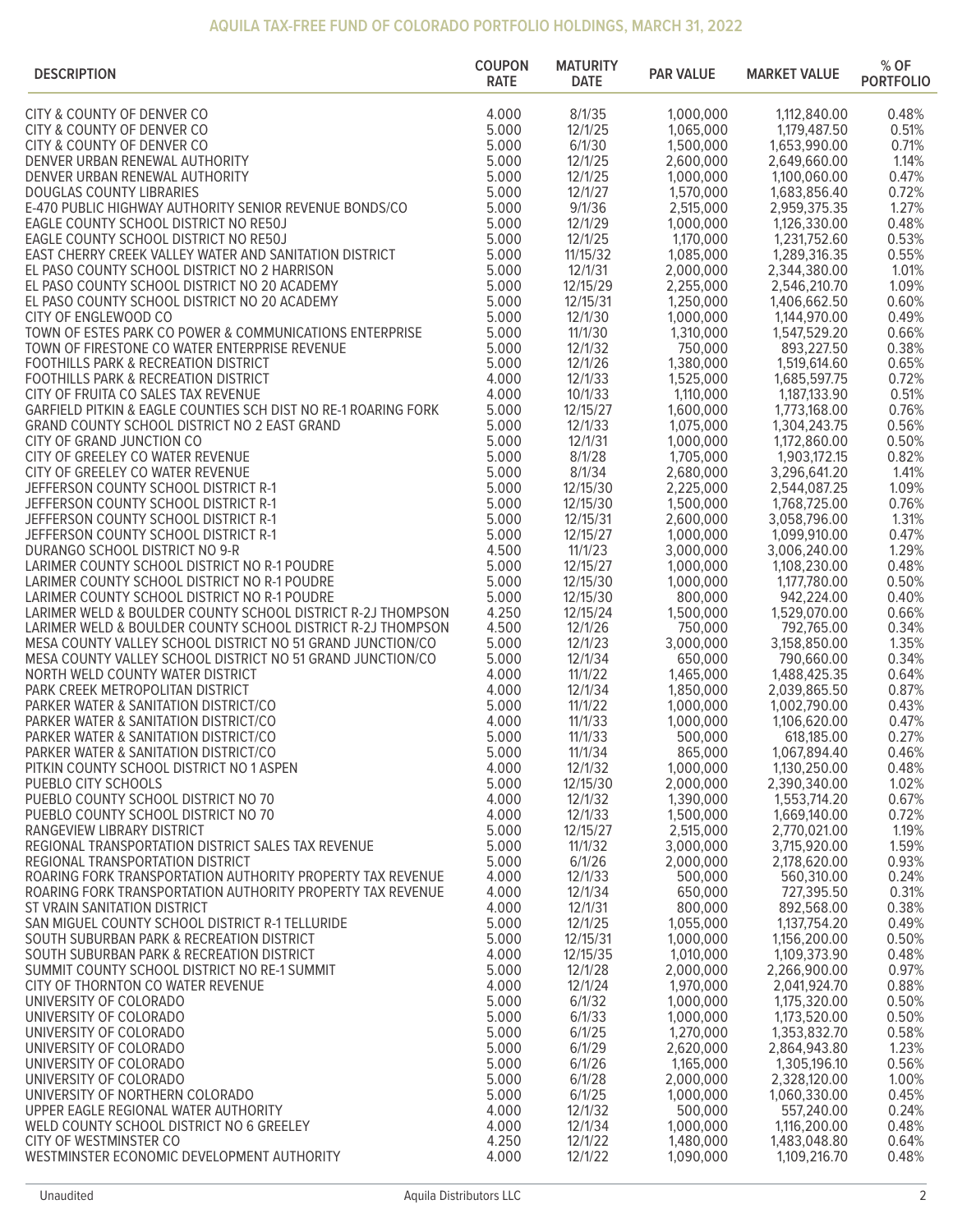## AQUILA TAX-FREE FUND OF COLORADO PORTFOLIO HOLDINGS, MARCH 31, 2022

| DESCRIPTION | COUPON RATE | MATURITY DATE | PAR VALUE | MARKET VALUE | % OF PORTFOLIO |
|---|---|---|---|---|---|
| CITY & COUNTY OF DENVER CO | 4.000 | 8/1/35 | 1,000,000 | 1,112,840.00 | 0.48% |
| CITY & COUNTY OF DENVER CO | 5.000 | 12/1/25 | 1,065,000 | 1,179,487.50 | 0.51% |
| CITY & COUNTY OF DENVER CO | 5.000 | 6/1/30 | 1,500,000 | 1,653,990.00 | 0.71% |
| DENVER URBAN RENEWAL AUTHORITY | 5.000 | 12/1/25 | 2,600,000 | 2,649,660.00 | 1.14% |
| DENVER URBAN RENEWAL AUTHORITY | 5.000 | 12/1/25 | 1,000,000 | 1,100,060.00 | 0.47% |
| DOUGLAS COUNTY LIBRARIES | 5.000 | 12/1/27 | 1,570,000 | 1,683,856.40 | 0.72% |
| E-470 PUBLIC HIGHWAY AUTHORITY SENIOR REVENUE BONDS/CO | 5.000 | 9/1/36 | 2,515,000 | 2,959,375.35 | 1.27% |
| EAGLE COUNTY SCHOOL DISTRICT NO RE50J | 5.000 | 12/1/29 | 1,000,000 | 1,126,330.00 | 0.48% |
| EAGLE COUNTY SCHOOL DISTRICT NO RE50J | 5.000 | 12/1/25 | 1,170,000 | 1,231,752.60 | 0.53% |
| EAST CHERRY CREEK VALLEY WATER AND SANITATION DISTRICT | 5.000 | 11/15/32 | 1,085,000 | 1,289,316.35 | 0.55% |
| EL PASO COUNTY SCHOOL DISTRICT NO 2 HARRISON | 5.000 | 12/1/31 | 2,000,000 | 2,344,380.00 | 1.01% |
| EL PASO COUNTY SCHOOL DISTRICT NO 20 ACADEMY | 5.000 | 12/15/29 | 2,255,000 | 2,546,210.70 | 1.09% |
| EL PASO COUNTY SCHOOL DISTRICT NO 20 ACADEMY | 5.000 | 12/15/31 | 1,250,000 | 1,406,662.50 | 0.60% |
| CITY OF ENGLEWOOD CO | 5.000 | 12/1/30 | 1,000,000 | 1,144,970.00 | 0.49% |
| TOWN OF ESTES PARK CO POWER & COMMUNICATIONS ENTERPRISE | 5.000 | 11/1/30 | 1,310,000 | 1,547,529.20 | 0.66% |
| TOWN OF FIRESTONE CO WATER ENTERPRISE REVENUE | 5.000 | 12/1/32 | 750,000 | 893,227.50 | 0.38% |
| FOOTHILLS PARK & RECREATION DISTRICT | 5.000 | 12/1/26 | 1,380,000 | 1,519,614.60 | 0.65% |
| FOOTHILLS PARK & RECREATION DISTRICT | 4.000 | 12/1/33 | 1,525,000 | 1,685,597.75 | 0.72% |
| CITY OF FRUITA CO SALES TAX REVENUE | 4.000 | 10/1/33 | 1,110,000 | 1,187,133.90 | 0.51% |
| GARFIELD PITKIN & EAGLE COUNTIES SCH DIST NO RE-1 ROARING FORK | 5.000 | 12/15/27 | 1,600,000 | 1,773,168.00 | 0.76% |
| GRAND COUNTY SCHOOL DISTRICT NO 2 EAST GRAND | 5.000 | 12/1/33 | 1,075,000 | 1,304,243.75 | 0.56% |
| CITY OF GRAND JUNCTION CO | 5.000 | 12/1/31 | 1,000,000 | 1,172,860.00 | 0.50% |
| CITY OF GREELEY CO WATER REVENUE | 5.000 | 8/1/28 | 1,705,000 | 1,903,172.15 | 0.82% |
| CITY OF GREELEY CO WATER REVENUE | 5.000 | 8/1/34 | 2,680,000 | 3,296,641.20 | 1.41% |
| JEFFERSON COUNTY SCHOOL DISTRICT R-1 | 5.000 | 12/15/30 | 2,225,000 | 2,544,087.25 | 1.09% |
| JEFFERSON COUNTY SCHOOL DISTRICT R-1 | 5.000 | 12/15/30 | 1,500,000 | 1,768,725.00 | 0.76% |
| JEFFERSON COUNTY SCHOOL DISTRICT R-1 | 5.000 | 12/15/31 | 2,600,000 | 3,058,796.00 | 1.31% |
| JEFFERSON COUNTY SCHOOL DISTRICT R-1 | 5.000 | 12/15/27 | 1,000,000 | 1,099,910.00 | 0.47% |
| DURANGO SCHOOL DISTRICT NO 9-R | 4.500 | 11/1/23 | 3,000,000 | 3,006,240.00 | 1.29% |
| LARIMER COUNTY SCHOOL DISTRICT NO R-1 POUDRE | 5.000 | 12/15/27 | 1,000,000 | 1,108,230.00 | 0.48% |
| LARIMER COUNTY SCHOOL DISTRICT NO R-1 POUDRE | 5.000 | 12/15/30 | 1,000,000 | 1,177,780.00 | 0.50% |
| LARIMER COUNTY SCHOOL DISTRICT NO R-1 POUDRE | 5.000 | 12/15/30 | 800,000 | 942,224.00 | 0.40% |
| LARIMER WELD & BOULDER COUNTY SCHOOL DISTRICT R-2J THOMPSON | 4.250 | 12/15/24 | 1,500,000 | 1,529,070.00 | 0.66% |
| LARIMER WELD & BOULDER COUNTY SCHOOL DISTRICT R-2J THOMPSON | 4.500 | 12/1/26 | 750,000 | 792,765.00 | 0.34% |
| MESA COUNTY VALLEY SCHOOL DISTRICT NO 51 GRAND JUNCTION/CO | 5.000 | 12/1/23 | 3,000,000 | 3,158,850.00 | 1.35% |
| MESA COUNTY VALLEY SCHOOL DISTRICT NO 51 GRAND JUNCTION/CO | 5.000 | 12/1/34 | 650,000 | 790,660.00 | 0.34% |
| NORTH WELD COUNTY WATER DISTRICT | 4.000 | 11/1/22 | 1,465,000 | 1,488,425.35 | 0.64% |
| PARK CREEK METROPOLITAN DISTRICT | 4.000 | 12/1/34 | 1,850,000 | 2,039,865.50 | 0.87% |
| PARKER WATER & SANITATION DISTRICT/CO | 5.000 | 11/1/22 | 1,000,000 | 1,002,790.00 | 0.43% |
| PARKER WATER & SANITATION DISTRICT/CO | 4.000 | 11/1/33 | 1,000,000 | 1,106,620.00 | 0.47% |
| PARKER WATER & SANITATION DISTRICT/CO | 5.000 | 11/1/33 | 500,000 | 618,185.00 | 0.27% |
| PARKER WATER & SANITATION DISTRICT/CO | 5.000 | 11/1/34 | 865,000 | 1,067,894.40 | 0.46% |
| PITKIN COUNTY SCHOOL DISTRICT NO 1 ASPEN | 4.000 | 12/1/32 | 1,000,000 | 1,130,250.00 | 0.48% |
| PUEBLO CITY SCHOOLS | 5.000 | 12/15/30 | 2,000,000 | 2,390,340.00 | 1.02% |
| PUEBLO COUNTY SCHOOL DISTRICT NO 70 | 4.000 | 12/1/32 | 1,390,000 | 1,553,714.20 | 0.67% |
| PUEBLO COUNTY SCHOOL DISTRICT NO 70 | 4.000 | 12/1/33 | 1,500,000 | 1,669,140.00 | 0.72% |
| RANGEVIEW LIBRARY DISTRICT | 5.000 | 12/15/27 | 2,515,000 | 2,770,021.00 | 1.19% |
| REGIONAL TRANSPORTATION DISTRICT SALES TAX REVENUE | 5.000 | 11/1/32 | 3,000,000 | 3,715,920.00 | 1.59% |
| REGIONAL TRANSPORTATION DISTRICT | 5.000 | 6/1/26 | 2,000,000 | 2,178,620.00 | 0.93% |
| ROARING FORK TRANSPORTATION AUTHORITY PROPERTY TAX REVENUE | 4.000 | 12/1/33 | 500,000 | 560,310.00 | 0.24% |
| ROARING FORK TRANSPORTATION AUTHORITY PROPERTY TAX REVENUE | 4.000 | 12/1/34 | 650,000 | 727,395.50 | 0.31% |
| ST VRAIN SANITATION DISTRICT | 4.000 | 12/1/31 | 800,000 | 892,568.00 | 0.38% |
| SAN MIGUEL COUNTY SCHOOL DISTRICT R-1 TELLURIDE | 5.000 | 12/1/25 | 1,055,000 | 1,137,754.20 | 0.49% |
| SOUTH SUBURBAN PARK & RECREATION DISTRICT | 5.000 | 12/15/31 | 1,000,000 | 1,156,200.00 | 0.50% |
| SOUTH SUBURBAN PARK & RECREATION DISTRICT | 4.000 | 12/15/35 | 1,010,000 | 1,109,373.90 | 0.48% |
| SUMMIT COUNTY SCHOOL DISTRICT NO RE-1 SUMMIT | 5.000 | 12/1/28 | 2,000,000 | 2,266,900.00 | 0.97% |
| CITY OF THORNTON CO WATER REVENUE | 4.000 | 12/1/24 | 1,970,000 | 2,041,924.70 | 0.88% |
| UNIVERSITY OF COLORADO | 5.000 | 6/1/32 | 1,000,000 | 1,175,320.00 | 0.50% |
| UNIVERSITY OF COLORADO | 5.000 | 6/1/33 | 1,000,000 | 1,173,520.00 | 0.50% |
| UNIVERSITY OF COLORADO | 5.000 | 6/1/25 | 1,270,000 | 1,353,832.70 | 0.58% |
| UNIVERSITY OF COLORADO | 5.000 | 6/1/29 | 2,620,000 | 2,864,943.80 | 1.23% |
| UNIVERSITY OF COLORADO | 5.000 | 6/1/26 | 1,165,000 | 1,305,196.10 | 0.56% |
| UNIVERSITY OF COLORADO | 5.000 | 6/1/28 | 2,000,000 | 2,328,120.00 | 1.00% |
| UNIVERSITY OF NORTHERN COLORADO | 5.000 | 6/1/25 | 1,000,000 | 1,060,330.00 | 0.45% |
| UPPER EAGLE REGIONAL WATER AUTHORITY | 4.000 | 12/1/32 | 500,000 | 557,240.00 | 0.24% |
| WELD COUNTY SCHOOL DISTRICT NO 6 GREELEY | 4.000 | 12/1/34 | 1,000,000 | 1,116,200.00 | 0.48% |
| CITY OF WESTMINSTER CO | 4.250 | 12/1/22 | 1,480,000 | 1,483,048.80 | 0.64% |
| WESTMINSTER ECONOMIC DEVELOPMENT AUTHORITY | 4.000 | 12/1/22 | 1,090,000 | 1,109,216.70 | 0.48% |

Unaudited

Aquila Distributors LLC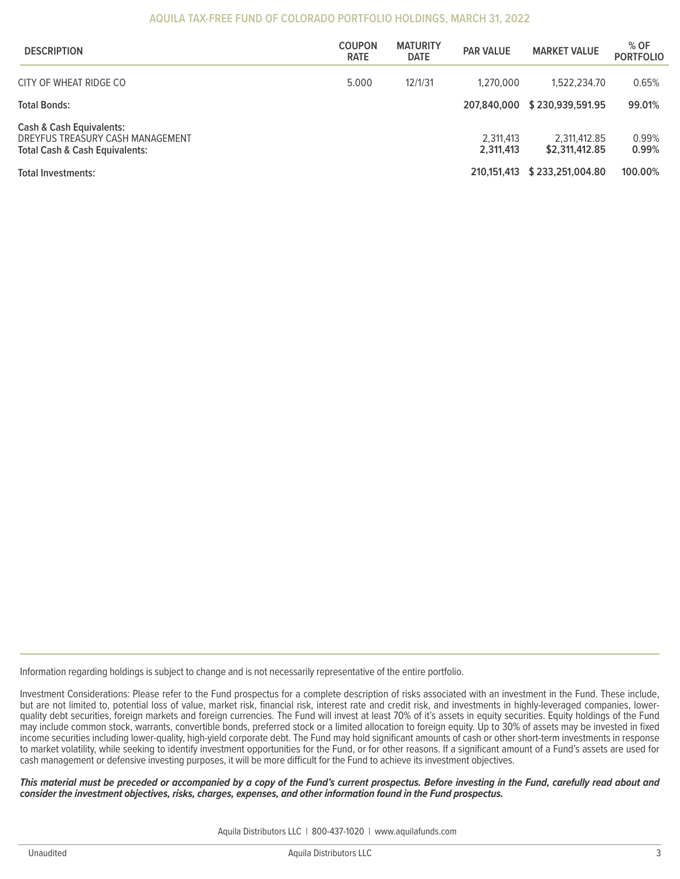## AQUILA TAX-FREE FUND OF COLORADO PORTFOLIO HOLDINGS, MARCH 31, 2022

| DESCRIPTION | COUPON RATE | MATURITY DATE | PAR VALUE | MARKET VALUE | % OF PORTFOLIO |
|---|---|---|---|---|---|
| CITY OF WHEAT RIDGE CO | 5.000 | 12/1/31 | 1,270,000 | 1,522,234.70 | 0.65% |
| **Total Bonds:** | | | **207,840,000** | **$ 230,939,591.95** | **99.01%** |
| **Cash & Cash Equivalents:** | | | | | |
| DREYFUS TREASURY CASH MANAGEMENT | | | 2,311,413 | 2,311,412.85 | 0.99% |
| **Total Cash & Cash Equivalents:** | | | **2,311,413** | **$2,311,412.85** | **0.99%** |
| **Total Investments:** | | | **210,151,413** | **$ 233,251,004.80** | **100.00%** |

Information regarding holdings is subject to change and is not necessarily representative of the entire portfolio.

Investment Considerations: Please refer to the Fund prospectus for a complete description of risks associated with an investment in the Fund. These include, but are not limited to, potential loss of value, market risk, financial risk, interest rate and credit risk, and investments in highly-leveraged companies, lower-quality debt securities, foreign markets and foreign currencies. The Fund will invest at least 70% of it's assets in equity securities. Equity holdings of the Fund may include common stock, warrants, convertible bonds, preferred stock or a limited allocation to foreign equity. Up to 30% of assets may be invested in fixed income securities including lower-quality, high-yield corporate debt. The Fund may hold significant amounts of cash or other short-term investments in response to market volatility, while seeking to identify investment opportunities for the Fund, or for other reasons. If a significant amount of a Fund's assets are used for cash management or defensive investing purposes, it will be more difficult for the Fund to achieve its investment objectives.

***This material must be preceded or accompanied by a copy of the Fund's current prospectus. Before investing in the Fund, carefully read about and consider the investment objectives, risks, charges, expenses, and other information found in the Fund prospectus.***

Aquila Distributors LLC | 800-437-1020 | www.aquilafunds.com

Unaudited